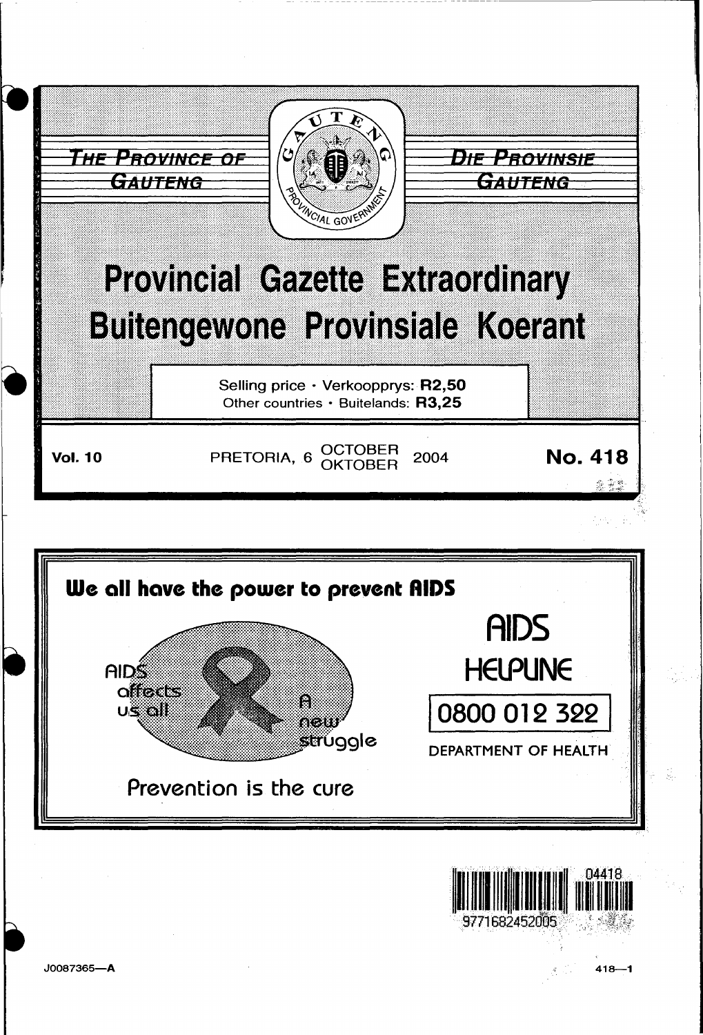THE PROVINCE OF GAUTENG

DIE PROVINSIE GAUTENG

# Provincial Gazette Extraordinary
# Buitengewone Provinsiale Koerant

Selling price · Verkoopprys: **R2,50**
Other countries · Buitelands: **R3,25**

**Vol. 10** PRETORIA, 6 OCTOBER OKTOBER 2004 **No. 418**

**We all have the power to prevent AIDS**

AIDS affects us all

A new struggle

Prevention is the cure

AIDS HELPLINE

0800 012 322

DEPARTMENT OF HEALTH

04418

9771682452005

J0087365—A

418—1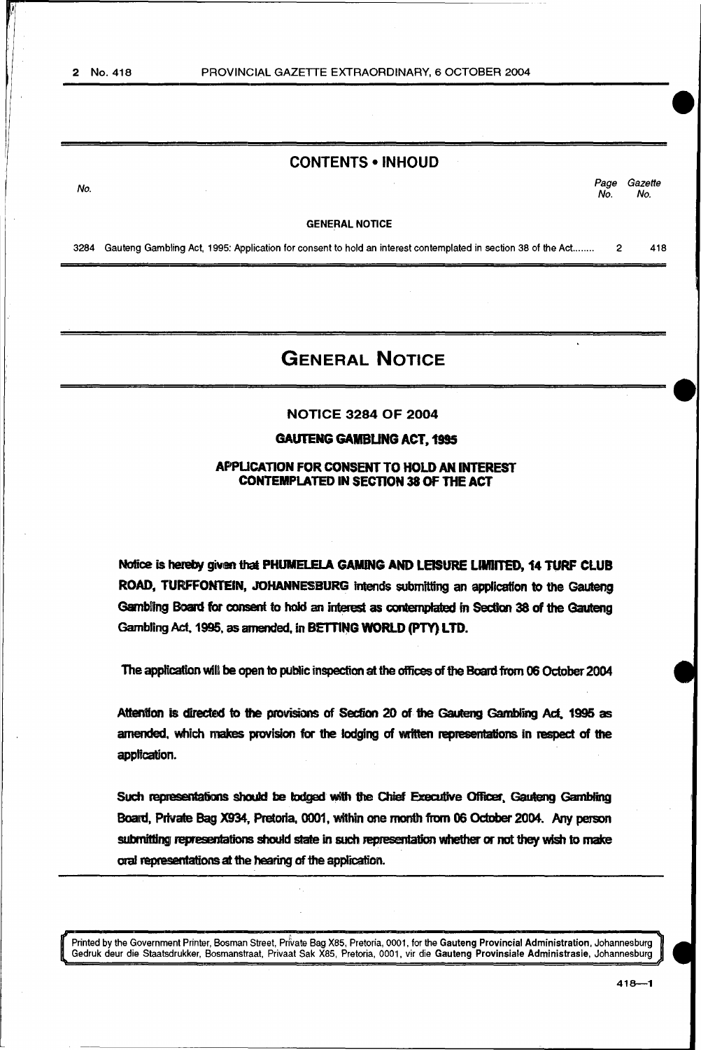## CONTENTS • INHOUD

| No. | | Page No. | Gazette No. |
|---|---|---|---|
| | **GENERAL NOTICE** | | |
| 3284 | Gauteng Gambling Act, 1995: Application for consent to hold an interest contemplated in section 38 of the Act........ | 2 | 418 |

# GENERAL NOTICE

## NOTICE 3284 OF 2004

### GAUTENG GAMBLING ACT, 1995

### APPLICATION FOR CONSENT TO HOLD AN INTEREST CONTEMPLATED IN SECTION 38 OF THE ACT

Notice is hereby given that **PHUMELELA GAMING AND LEISURE LIMITED, 14 TURF CLUB ROAD, TURFFONTEIN, JOHANNESBURG** intends submitting an application to the Gauteng Gambling Board for consent to hold an interest as contemplated in Section 38 of the Gauteng Gambling Act, 1995, as amended, in **BETTING WORLD (PTY) LTD.**

The application will be open to public inspection at the offices of the Board from 06 October 2004

Attention is directed to the provisions of Section 20 of the Gauteng Gambling Act, 1995 as amended, which makes provision for the lodging of written representations in respect of the application.

Such representations should be lodged with the Chief Executive Officer, Gauteng Gambling Board, Private Bag X934, Pretoria, 0001, within one month from 06 October 2004. Any person submitting representations should state in such representation whether or not they wish to make oral representations at the hearing of the application.

Printed by the Government Printer, Bosman Street, Private Bag X85, Pretoria, 0001, for the **Gauteng Provincial Administration**, Johannesburg
Gedruk deur die Staatsdrukker, Bosmanstraat, Privaat Sak X85, Pretoria, 0001, vir die **Gauteng Provinsiale Administrasie**, Johannesburg